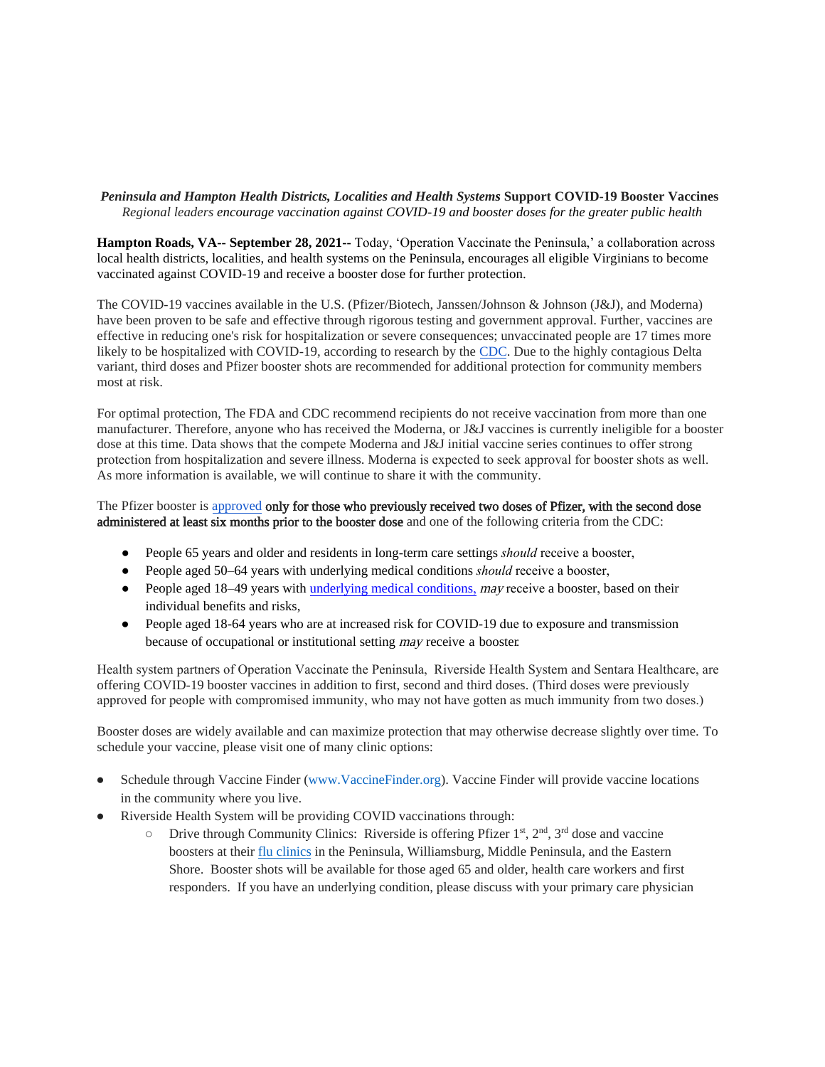***Peninsula and Hampton Health Districts, Localities and Health Systems*** **Support COVID-19 Booster Vaccines**

*Regional leaders encourage vaccination against COVID-19 and booster doses for the greater public health*

**Hampton Roads, VA-- September 28, 2021--** Today, 'Operation Vaccinate the Peninsula,' a collaboration across local health districts, localities, and health systems on the Peninsula, encourages all eligible Virginians to become vaccinated against COVID-19 and receive a booster dose for further protection.

The COVID-19 vaccines available in the U.S. (Pfizer/Biotech, Janssen/Johnson & Johnson (J&J), and Moderna) have been proven to be safe and effective through rigorous testing and government approval. Further, vaccines are effective in reducing one's risk for hospitalization or severe consequences; unvaccinated people are 17 times more likely to be hospitalized with COVID-19, according to research by the CDC. Due to the highly contagious Delta variant, third doses and Pfizer booster shots are recommended for additional protection for community members most at risk.

For optimal protection, The FDA and CDC recommend recipients do not receive vaccination from more than one manufacturer. Therefore, anyone who has received the Moderna, or J&J vaccines is currently ineligible for a booster dose at this time. Data shows that the compete Moderna and J&J initial vaccine series continues to offer strong protection from hospitalization and severe illness. Moderna is expected to seek approval for booster shots as well. As more information is available, we will continue to share it with the community.

The Pfizer booster is approved only for those who previously received two doses of Pfizer, with the second dose administered at least six months prior to the booster dose and one of the following criteria from the CDC:

- People 65 years and older and residents in long-term care settings *should* receive a booster,
- People aged 50–64 years with underlying medical conditions *should* receive a booster,
- People aged 18–49 years with underlying medical conditions, *may* receive a booster, based on their individual benefits and risks,
- People aged 18-64 years who are at increased risk for COVID-19 due to exposure and transmission because of occupational or institutional setting *may* receive a booster.

Health system partners of Operation Vaccinate the Peninsula, Riverside Health System and Sentara Healthcare, are offering COVID-19 booster vaccines in addition to first, second and third doses. (Third doses were previously approved for people with compromised immunity, who may not have gotten as much immunity from two doses.)

Booster doses are widely available and can maximize protection that may otherwise decrease slightly over time. To schedule your vaccine, please visit one of many clinic options:

- Schedule through Vaccine Finder (www.VaccineFinder.org). Vaccine Finder will provide vaccine locations in the community where you live.
- Riverside Health System will be providing COVID vaccinations through:
  - Drive through Community Clinics: Riverside is offering Pfizer 1st, 2nd, 3rd dose and vaccine boosters at their flu clinics in the Peninsula, Williamsburg, Middle Peninsula, and the Eastern Shore. Booster shots will be available for those aged 65 and older, health care workers and first responders. If you have an underlying condition, please discuss with your primary care physician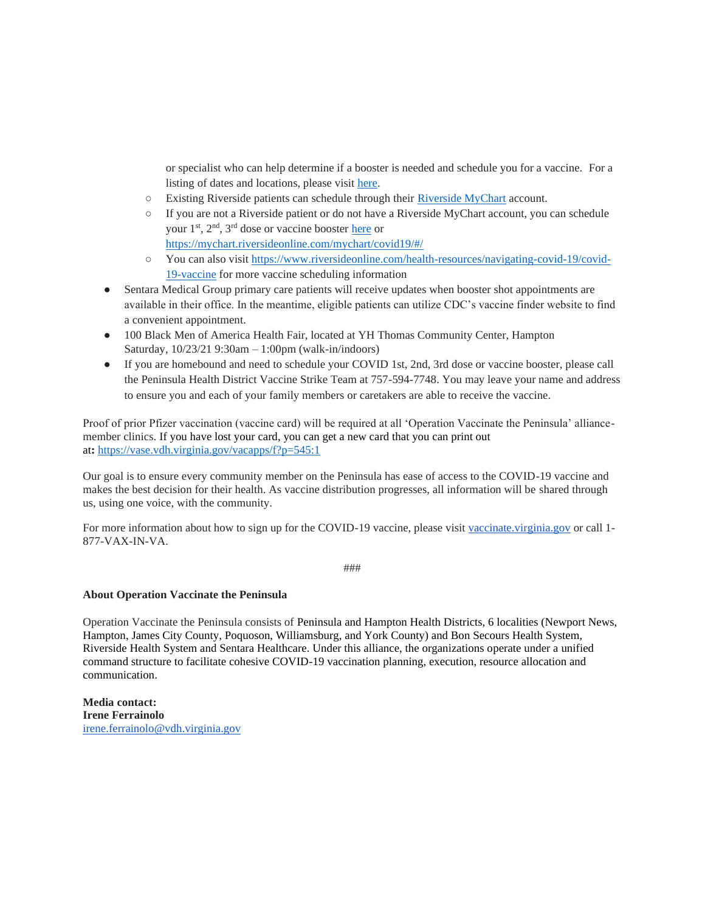or specialist who can help determine if a booster is needed and schedule you for a vaccine. For a listing of dates and locations, please visit here.
    - Existing Riverside patients can schedule through their Riverside MyChart account.
    - If you are not a Riverside patient or do not have a Riverside MyChart account, you can schedule your 1st, 2nd, 3rd dose or vaccine booster here or https://mychart.riversideonline.com/mychart/covid19/#/
    - You can also visit https://www.riversideonline.com/health-resources/navigating-covid-19/covid-19-vaccine for more vaccine scheduling information
- Sentara Medical Group primary care patients will receive updates when booster shot appointments are available in their office. In the meantime, eligible patients can utilize CDC's vaccine finder website to find a convenient appointment.
- 100 Black Men of America Health Fair, located at YH Thomas Community Center, Hampton Saturday, 10/23/21 9:30am – 1:00pm (walk-in/indoors)
- If you are homebound and need to schedule your COVID 1st, 2nd, 3rd dose or vaccine booster, please call the Peninsula Health District Vaccine Strike Team at 757-594-7748. You may leave your name and address to ensure you and each of your family members or caretakers are able to receive the vaccine.

Proof of prior Pfizer vaccination (vaccine card) will be required at all 'Operation Vaccinate the Peninsula' alliance-member clinics. If you have lost your card, you can get a new card that you can print out at**:** https://vase.vdh.virginia.gov/vacapps/f?p=545:1

Our goal is to ensure every community member on the Peninsula has ease of access to the COVID-19 vaccine and makes the best decision for their health. As vaccine distribution progresses, all information will be shared through us, using one voice, with the community.

For more information about how to sign up for the COVID-19 vaccine, please visit vaccinate.virginia.gov or call 1-877-VAX-IN-VA.

###

**About Operation Vaccinate the Peninsula**

Operation Vaccinate the Peninsula consists of Peninsula and Hampton Health Districts, 6 localities (Newport News, Hampton, James City County, Poquoson, Williamsburg, and York County) and Bon Secours Health System, Riverside Health System and Sentara Healthcare. Under this alliance, the organizations operate under a unified command structure to facilitate cohesive COVID-19 vaccination planning, execution, resource allocation and communication.

**Media contact:**
**Irene Ferrainolo**
irene.ferrainolo@vdh.virginia.gov